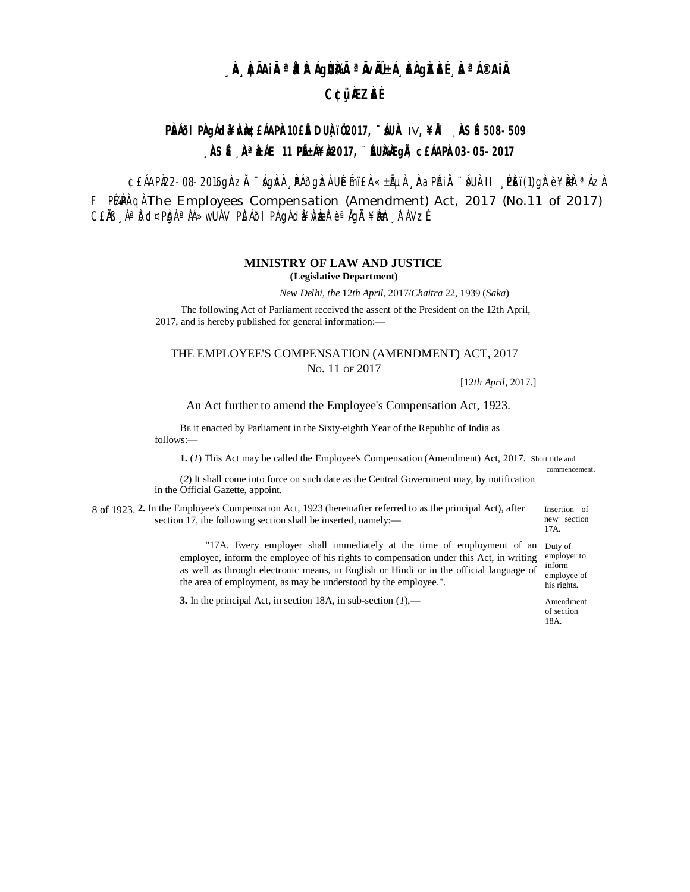¸À¸ÀÄ¢ÃAiÀÄ ªÀåªÀºÁgÀUÀ¼ÀÄ ªÀÄvÀÄÛ ±Á¸À£À gÀZÀ£É ¸ÀaªÁ®AiÀÄ

C¢ü¸ÀÆZÀ£É

PÀ£ÁðlPÀ gÁdå¥ÀvÀæ ¢£ÁAPÀ 10£Éà DUÀ¸ïÖ 2017, ¨sÁUÀ IV, ¥ÀÄl ¸ÀASÉå 508-509

¸ÀASÉå ¸ÀAªÀå±ÁE 11 PÉñÁ¥Àæ 2017, ¨ÉAUÀ¼ÀÆgÀÄ, ¢£ÁAPÀ 03-05-2017

¢£ÁAPÀ 22-08-2016gÀ ¨sÁgÀvÀ ¸ÀPÁðgÀzÀ UÉeÉmï£À «±ÉõÀ ¸ÀaPÉAiÀÄ ¨sÁUÀ II ¸ÉPÀë£ï (1) gÀ°è ¥ÀæPÀlªÁzÀ F PɼÀPÀAqÀ The Employees Compensation (Amendment) Act, 2017 (No.11 of 2017) C£ÀÄß ¸ÁªÀðd¤PÀgÀ ªÀiÁ»wUÁV PÀ£ÁðlPÀ gÁdå¥ÀvÀæzÀ°è ªÀÄgÀÄ ¥ÀæPÀn¸À¯ÁVzÉ

## MINISTRY OF LAW AND JUSTICE

**(Legislative Department)**

*New Delhi, the* 12*th April,* 2017/*Chaitra* 22, 1939 (*Saka*)

The following Act of Parliament received the assent of the President on the 12th April, 2017, and is hereby published for general information:—

## THE EMPLOYEE'S COMPENSATION (AMENDMENT) ACT, 2017

No. 11 of 2017

[12*th April,* 2017.]

An Act further to amend the Employee's Compensation Act, 1923.

Be it enacted by Parliament in the Sixty-eighth Year of the Republic of India as follows:—

Short title and commencement.

**1.** (*1*) This Act may be called the Employee's Compensation (Amendment) Act, 2017.

(*2*) It shall come into force on such date as the Central Government may, by notification in the Official Gazette, appoint.

Insertion of new section 17A.

8 of 1923.

**2.** In the Employee's Compensation Act, 1923 (hereinafter referred to as the principal Act), after section 17, the following section shall be inserted, namely:—

Duty of employer to inform employee of his rights.

"17A. Every employer shall immediately at the time of employment of an employee, inform the employee of his rights to compensation under this Act, in writing as well as through electronic means, in English or Hindi or in the official language of the area of employment, as may be understood by the employee.".

Amendment of section 18A.

**3.** In the principal Act, in section 18A, in sub-section (*1*),—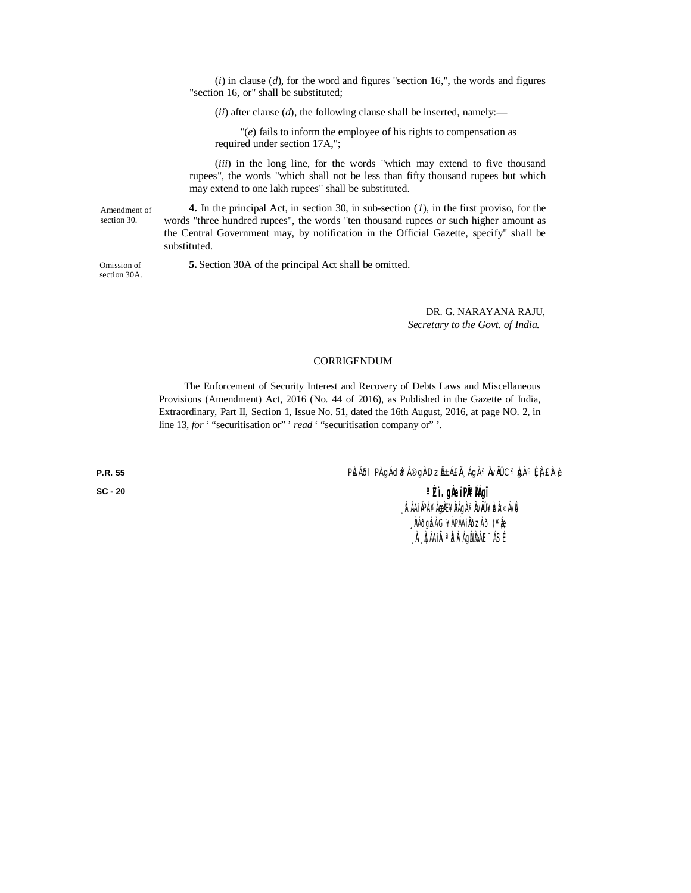(*i*) in clause (*d*), for the word and figures "section 16,", the words and figures "section 16, or" shall be substituted;

(*ii*) after clause (*d*), the following clause shall be inserted, namely:—

"(*e*) fails to inform the employee of his rights to compensation as required under section 17A,";

(*iii*) in the long line, for the words "which may extend to five thousand rupees", the words "which shall not be less than fifty thousand rupees but which may extend to one lakh rupees" shall be substituted.

Amendment of section 30.

**4.** In the principal Act, in section 30, in sub-section (*1*), in the first proviso, for the words "three hundred rupees", the words "ten thousand rupees or such higher amount as the Central Government may, by notification in the Official Gazette, specify" shall be substituted.

Omission of section 30A.

**5.** Section 30A of the principal Act shall be omitted.

DR. G. NARAYANA RAJU,
*Secretary to the Govt. of India.*

## CORRIGENDUM

The Enforcement of Security Interest and Recovery of Debts Laws and Miscellaneous Provisions (Amendment) Act, 2016 (No. 44 of 2016), as Published in the Gazette of India, Extraordinary, Part II, Section 1, Issue No. 51, dated the 16th August, 2016, at page NO. 2, in line 13, *for* ' "securitisation or" ' *read* ' "securitisation company or" '.

P.R. 55

SC - 20